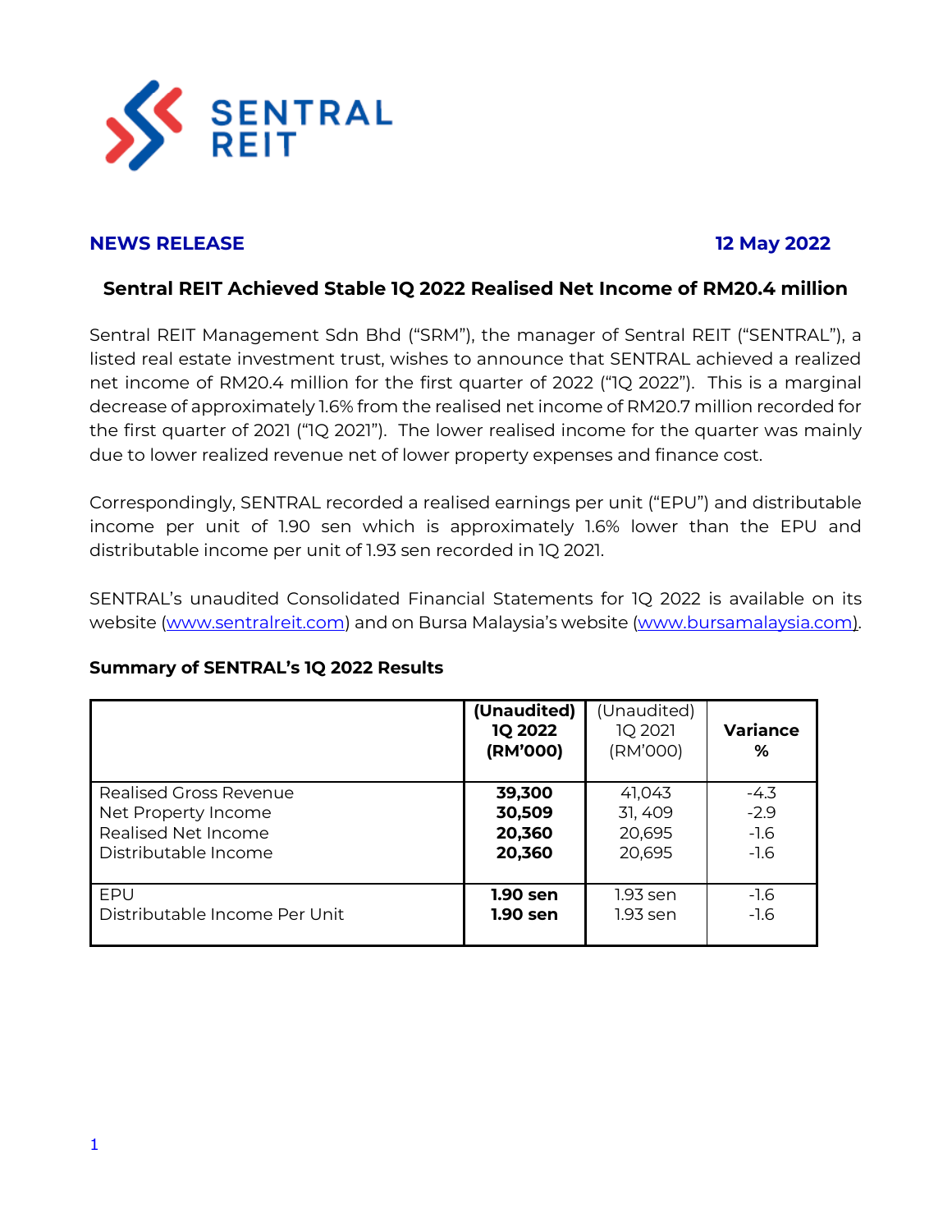SENTRAL REIT

**NEWS RELEASE** **12 May 2022**

## Sentral REIT Achieved Stable 1Q 2022 Realised Net Income of RM20.4 million

Sentral REIT Management Sdn Bhd ("SRM"), the manager of Sentral REIT ("SENTRAL"), a listed real estate investment trust, wishes to announce that SENTRAL achieved a realized net income of RM20.4 million for the first quarter of 2022 ("1Q 2022"). This is a marginal decrease of approximately 1.6% from the realised net income of RM20.7 million recorded for the first quarter of 2021 ("1Q 2021"). The lower realised income for the quarter was mainly due to lower realized revenue net of lower property expenses and finance cost.

Correspondingly, SENTRAL recorded a realised earnings per unit ("EPU") and distributable income per unit of 1.90 sen which is approximately 1.6% lower than the EPU and distributable income per unit of 1.93 sen recorded in 1Q 2021.

SENTRAL's unaudited Consolidated Financial Statements for 1Q 2022 is available on its website (www.sentralreit.com) and on Bursa Malaysia's website (www.bursamalaysia.com).

**Summary of SENTRAL's 1Q 2022 Results**

| | **(Unaudited) 1Q 2022 (RM'000)** | (Unaudited) 1Q 2021 (RM'000) | **Variance %** |
|---|---|---|---|
| Realised Gross Revenue | **39,300** | 41,043 | -4.3 |
| Net Property Income | **30,509** | 31, 409 | -2.9 |
| Realised Net Income | **20,360** | 20,695 | -1.6 |
| Distributable Income | **20,360** | 20,695 | -1.6 |
| EPU | **1.90 sen** | 1.93 sen | -1.6 |
| Distributable Income Per Unit | **1.90 sen** | 1.93 sen | -1.6 |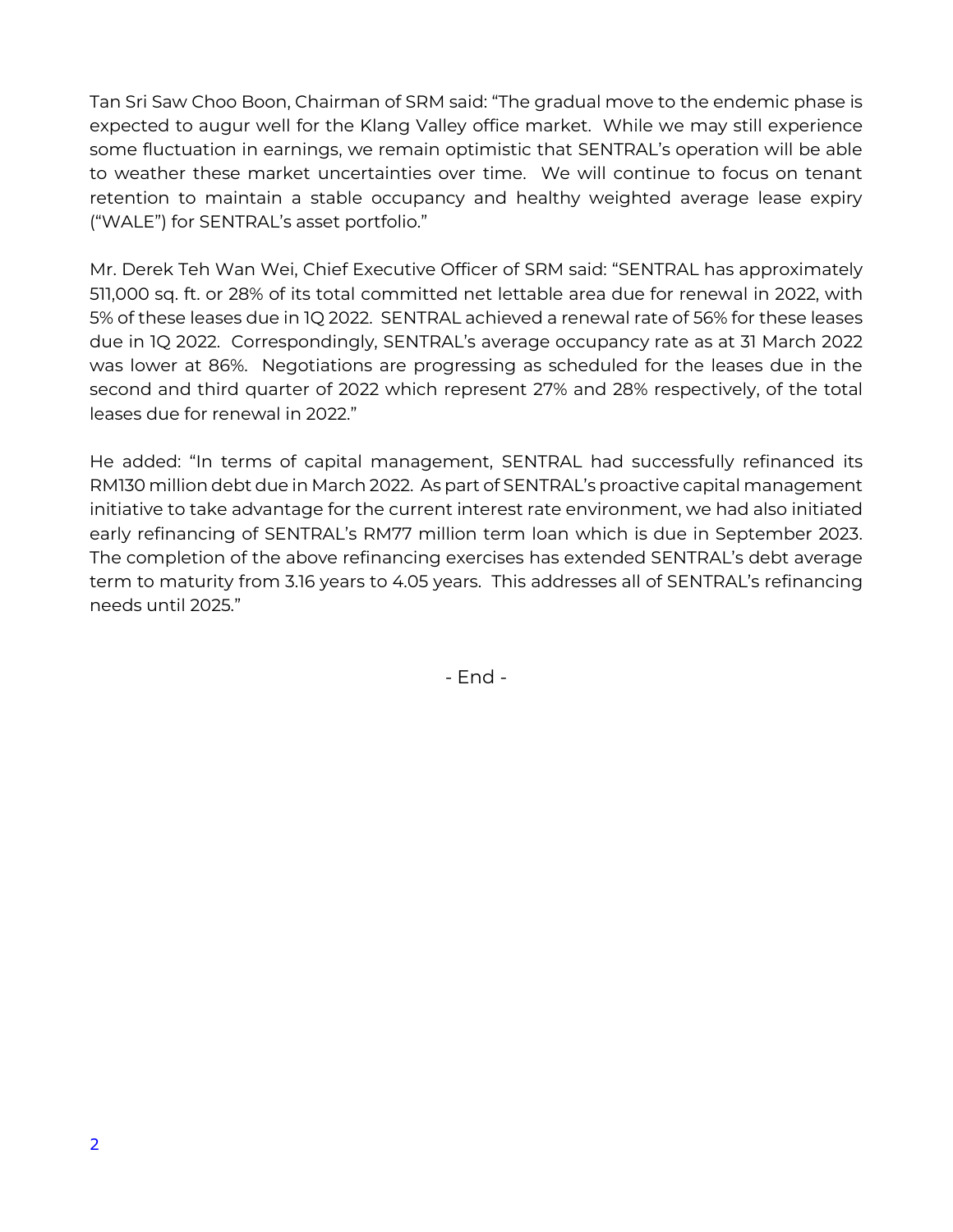Tan Sri Saw Choo Boon, Chairman of SRM said: "The gradual move to the endemic phase is expected to augur well for the Klang Valley office market. While we may still experience some fluctuation in earnings, we remain optimistic that SENTRAL's operation will be able to weather these market uncertainties over time. We will continue to focus on tenant retention to maintain a stable occupancy and healthy weighted average lease expiry ("WALE") for SENTRAL's asset portfolio."

Mr. Derek Teh Wan Wei, Chief Executive Officer of SRM said: "SENTRAL has approximately 511,000 sq. ft. or 28% of its total committed net lettable area due for renewal in 2022, with 5% of these leases due in 1Q 2022. SENTRAL achieved a renewal rate of 56% for these leases due in 1Q 2022. Correspondingly, SENTRAL's average occupancy rate as at 31 March 2022 was lower at 86%. Negotiations are progressing as scheduled for the leases due in the second and third quarter of 2022 which represent 27% and 28% respectively, of the total leases due for renewal in 2022."

He added: "In terms of capital management, SENTRAL had successfully refinanced its RM130 million debt due in March 2022. As part of SENTRAL's proactive capital management initiative to take advantage for the current interest rate environment, we had also initiated early refinancing of SENTRAL's RM77 million term loan which is due in September 2023. The completion of the above refinancing exercises has extended SENTRAL's debt average term to maturity from 3.16 years to 4.05 years. This addresses all of SENTRAL's refinancing needs until 2025."

- End -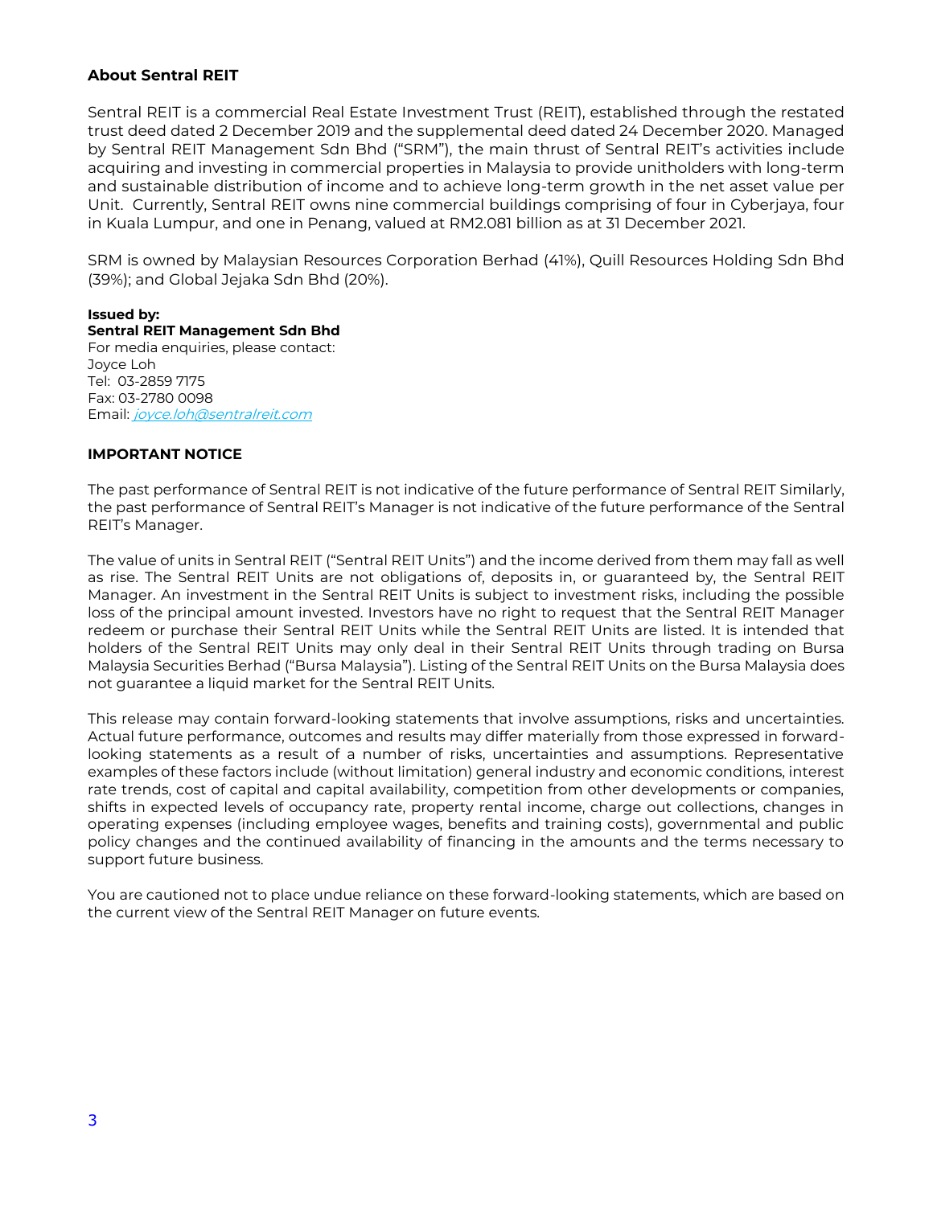**About Sentral REIT**

Sentral REIT is a commercial Real Estate Investment Trust (REIT), established through the restated trust deed dated 2 December 2019 and the supplemental deed dated 24 December 2020. Managed by Sentral REIT Management Sdn Bhd ("SRM"), the main thrust of Sentral REIT's activities include acquiring and investing in commercial properties in Malaysia to provide unitholders with long-term and sustainable distribution of income and to achieve long-term growth in the net asset value per Unit. Currently, Sentral REIT owns nine commercial buildings comprising of four in Cyberjaya, four in Kuala Lumpur, and one in Penang, valued at RM2.081 billion as at 31 December 2021.

SRM is owned by Malaysian Resources Corporation Berhad (41%), Quill Resources Holding Sdn Bhd (39%); and Global Jejaka Sdn Bhd (20%).

**Issued by:**
**Sentral REIT Management Sdn Bhd**
For media enquiries, please contact:
Joyce Loh
Tel: 03-2859 7175
Fax: 03-2780 0098
Email: *joyce.loh@sentralreit.com*

**IMPORTANT NOTICE**

The past performance of Sentral REIT is not indicative of the future performance of Sentral REIT Similarly, the past performance of Sentral REIT's Manager is not indicative of the future performance of the Sentral REIT's Manager.

The value of units in Sentral REIT ("Sentral REIT Units") and the income derived from them may fall as well as rise. The Sentral REIT Units are not obligations of, deposits in, or guaranteed by, the Sentral REIT Manager. An investment in the Sentral REIT Units is subject to investment risks, including the possible loss of the principal amount invested. Investors have no right to request that the Sentral REIT Manager redeem or purchase their Sentral REIT Units while the Sentral REIT Units are listed. It is intended that holders of the Sentral REIT Units may only deal in their Sentral REIT Units through trading on Bursa Malaysia Securities Berhad ("Bursa Malaysia"). Listing of the Sentral REIT Units on the Bursa Malaysia does not guarantee a liquid market for the Sentral REIT Units.

This release may contain forward-looking statements that involve assumptions, risks and uncertainties. Actual future performance, outcomes and results may differ materially from those expressed in forward-looking statements as a result of a number of risks, uncertainties and assumptions. Representative examples of these factors include (without limitation) general industry and economic conditions, interest rate trends, cost of capital and capital availability, competition from other developments or companies, shifts in expected levels of occupancy rate, property rental income, charge out collections, changes in operating expenses (including employee wages, benefits and training costs), governmental and public policy changes and the continued availability of financing in the amounts and the terms necessary to support future business.

You are cautioned not to place undue reliance on these forward-looking statements, which are based on the current view of the Sentral REIT Manager on future events.